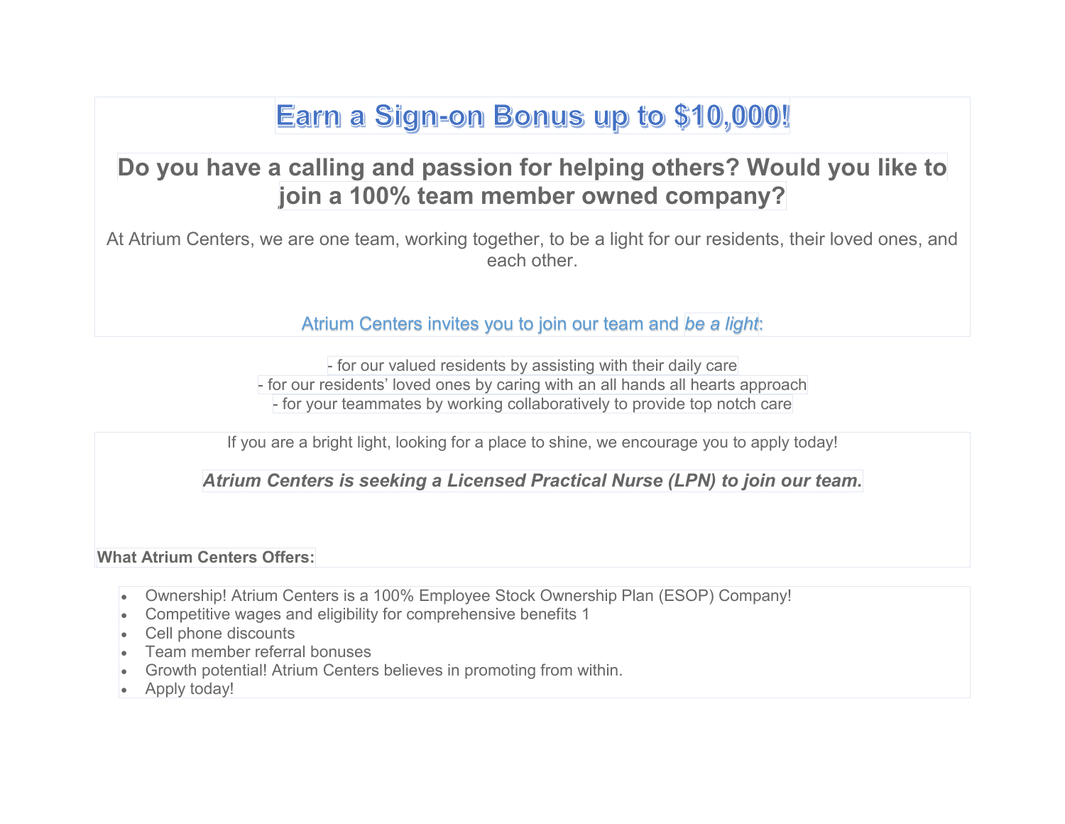# Earn a Sign-on Bonus up to $10,000!

## Do you have a calling and passion for helping others? Would you like to join a 100% team member owned company?

At Atrium Centers, we are one team, working together, to be a light for our residents, their loved ones, and each other.

Atrium Centers invites you to join our team and *be a light*:

- for our valued residents by assisting with their daily care
- for our residents' loved ones by caring with an all hands all hearts approach
- for your teammates by working collaboratively to provide top notch care

If you are a bright light, looking for a place to shine, we encourage you to apply today!

***Atrium Centers is seeking a Licensed Practical Nurse (LPN) to join our team.***

**What Atrium Centers Offers:**

- Ownership! Atrium Centers is a 100% Employee Stock Ownership Plan (ESOP) Company!
- Competitive wages and eligibility for comprehensive benefits 1
- Cell phone discounts
- Team member referral bonuses
- Growth potential! Atrium Centers believes in promoting from within.
- Apply today!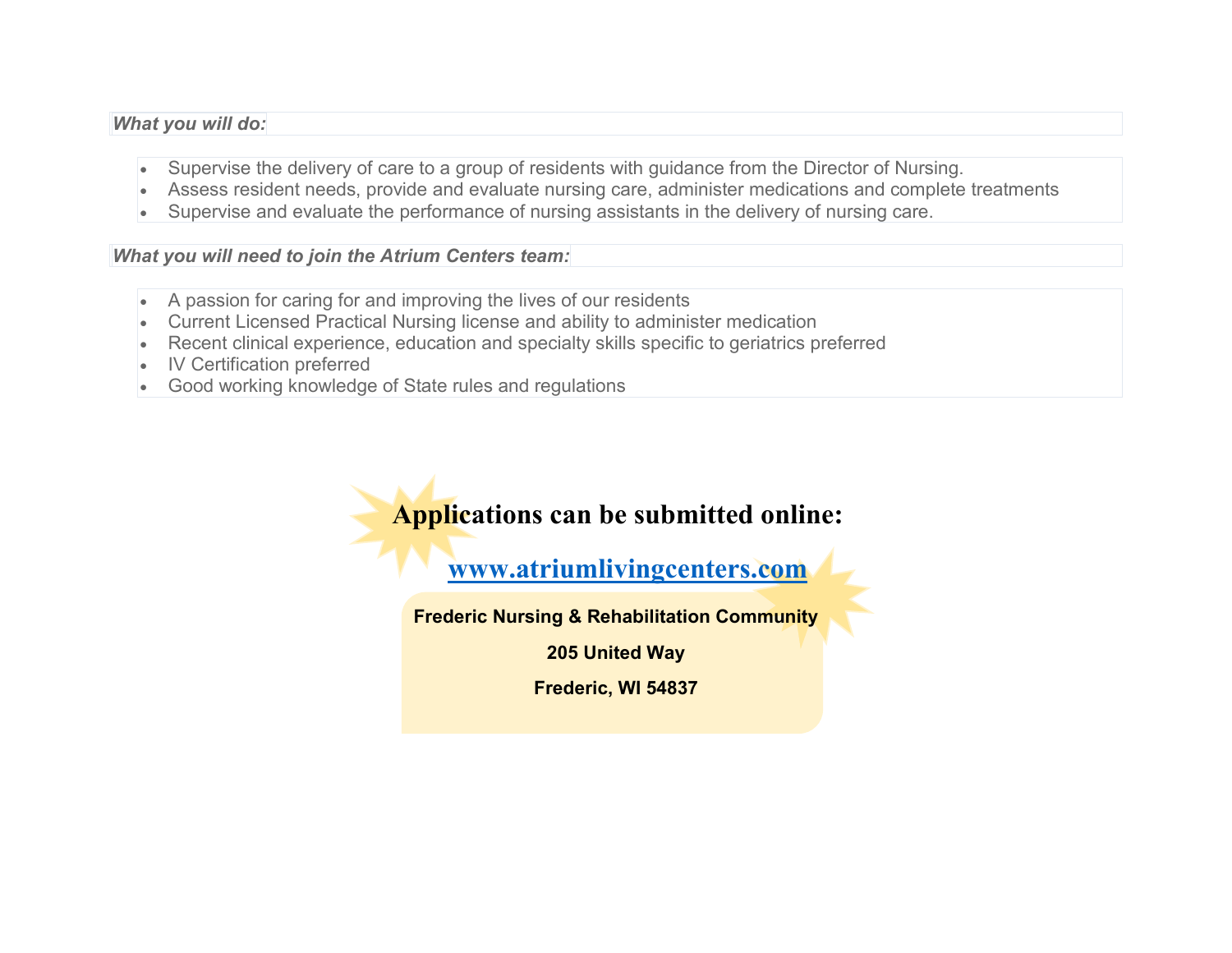***What you will do:***

- Supervise the delivery of care to a group of residents with guidance from the Director of Nursing.
- Assess resident needs, provide and evaluate nursing care, administer medications and complete treatments
- Supervise and evaluate the performance of nursing assistants in the delivery of nursing care.

***What you will need to join the Atrium Centers team:***

- A passion for caring for and improving the lives of our residents
- Current Licensed Practical Nursing license and ability to administer medication
- Recent clinical experience, education and specialty skills specific to geriatrics preferred
- IV Certification preferred
- Good working knowledge of State rules and regulations

## Applications can be submitted online:

**www.atriumlivingcenters.com**

**Frederic Nursing & Rehabilitation Community**

**205 United Way**

**Frederic, WI 54837**